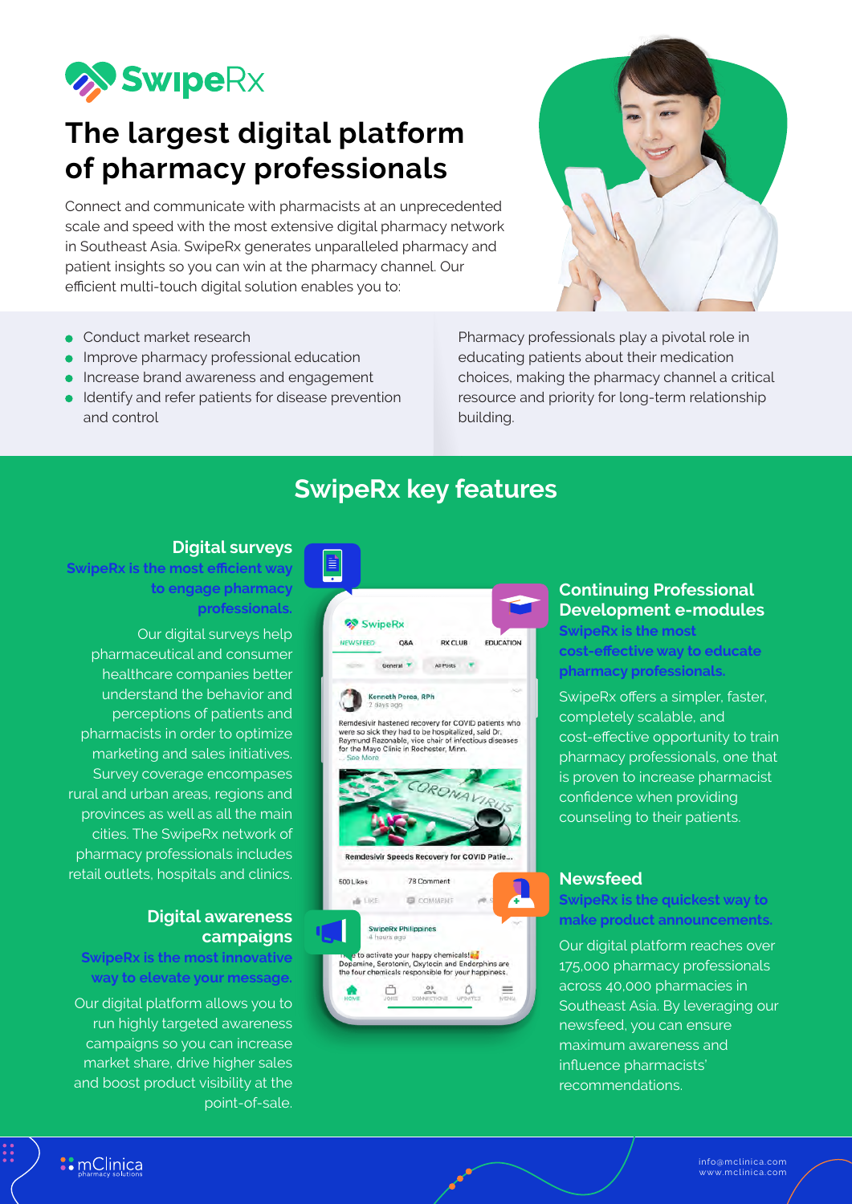# SwipeRx

# The largest digital platform of pharmacy professionals

Connect and communicate with pharmacists at an unprecedented scale and speed with the most extensive digital pharmacy network in Southeast Asia. SwipeRx generates unparalleled pharmacy and patient insights so you can win at the pharmacy channel. Our efficient multi-touch digital solution enables you to:

- Conduct market research
- Improve pharmacy professional education
- Increase brand awareness and engagement
- Identify and refer patients for disease prevention and control

Pharmacy professionals play a pivotal role in educating patients about their medication choices, making the pharmacy channel a critical resource and priority for long-term relationship building.

## SwipeRx key features

### Digital surveys

**SwipeRx is the most efficient way to engage pharmacy professionals.**

Our digital surveys help pharmaceutical and consumer healthcare companies better understand the behavior and perceptions of patients and pharmacists in order to optimize marketing and sales initiatives. Survey coverage encompases rural and urban areas, regions and provinces as well as all the main cities. The SwipeRx network of pharmacy professionals includes retail outlets, hospitals and clinics.

### Digital awareness campaigns

**SwipeRx is the most innovative way to elevate your message.**

Our digital platform allows you to run highly targeted awareness campaigns so you can increase market share, drive higher sales and boost product visibility at the point-of-sale.

### Continuing Professional Development e-modules

**SwipeRx is the most cost-effective way to educate pharmacy professionals.**

SwipeRx offers a simpler, faster, completely scalable, and cost-effective opportunity to train pharmacy professionals, one that is proven to increase pharmacist confidence when providing counseling to their patients.

### Newsfeed

**SwipeRx is the quickest way to make product announcements.**

Our digital platform reaches over 175,000 pharmacy professionals across 40,000 pharmacies in Southeast Asia. By leveraging our newsfeed, you can ensure maximum awareness and influence pharmacists' recommendations.

mClinica pharmacy solutions

info@mclinica.com
www.mclinica.com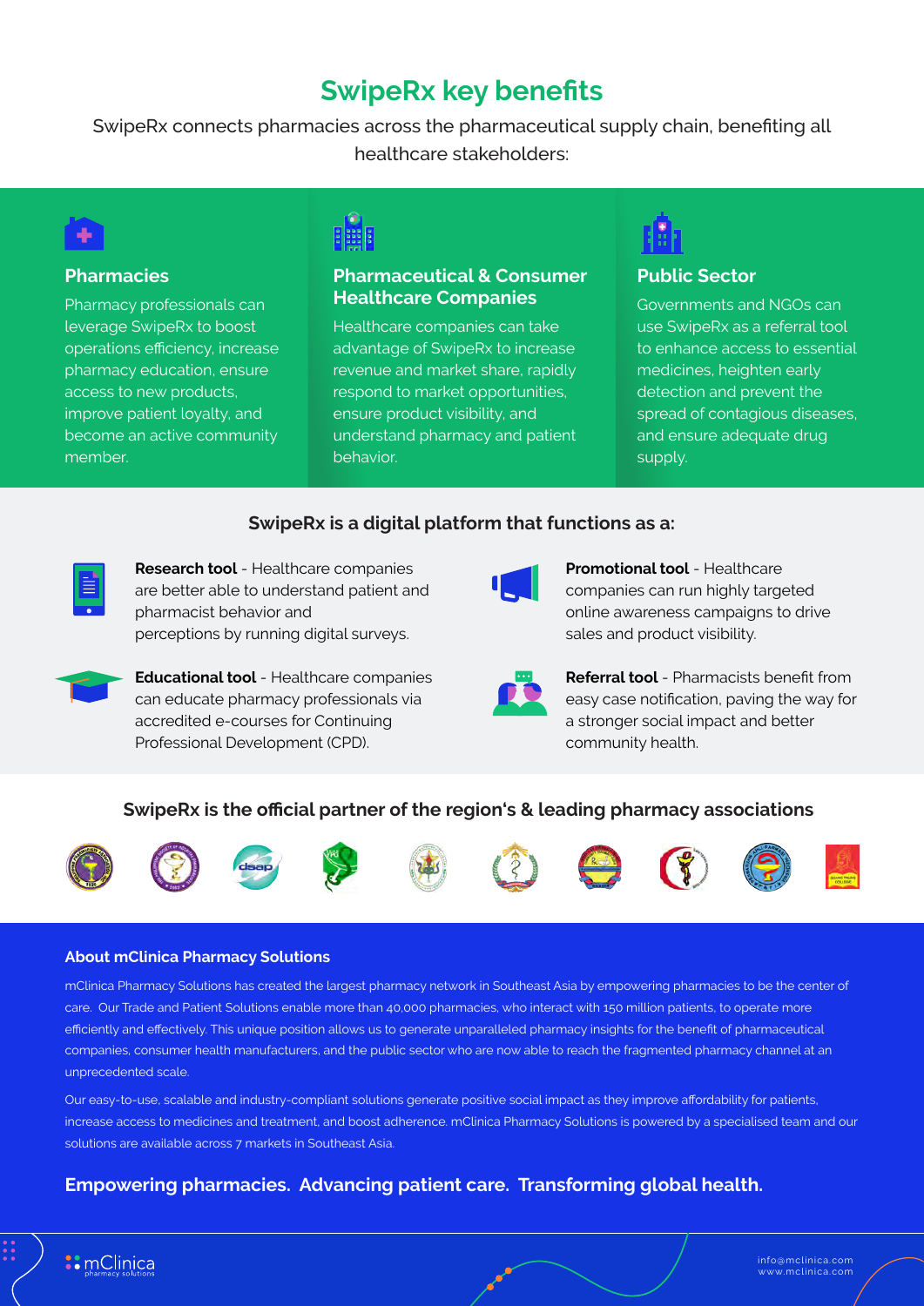# SwipeRx key benefits

SwipeRx connects pharmacies across the pharmaceutical supply chain, benefiting all healthcare stakeholders:

### Pharmacies

Pharmacy professionals can leverage SwipeRx to boost operations efficiency, increase pharmacy education, ensure access to new products, improve patient loyalty, and become an active community member.

### Pharmaceutical & Consumer Healthcare Companies

Healthcare companies can take advantage of SwipeRx to increase revenue and market share, rapidly respond to market opportunities, ensure product visibility, and understand pharmacy and patient behavior.

### Public Sector

Governments and NGOs can use SwipeRx as a referral tool to enhance access to essential medicines, heighten early detection and prevent the spread of contagious diseases, and ensure adequate drug supply.

## SwipeRx is a digital platform that functions as a:

**Research tool** - Healthcare companies are better able to understand patient and pharmacist behavior and perceptions by running digital surveys.

**Promotional tool** - Healthcare companies can run highly targeted online awareness campaigns to drive sales and product visibility.

**Educational tool** - Healthcare companies can educate pharmacy professionals via accredited e-courses for Continuing Professional Development (CPD).

**Referral tool** - Pharmacists benefit from easy case notification, paving the way for a stronger social impact and better community health.

## SwipeRx is the official partner of the region's & leading pharmacy associations

### About mClinica Pharmacy Solutions

mClinica Pharmacy Solutions has created the largest pharmacy network in Southeast Asia by empowering pharmacies to be the center of care. Our Trade and Patient Solutions enable more than 40,000 pharmacies, who interact with 150 million patients, to operate more efficiently and effectively. This unique position allows us to generate unparalleled pharmacy insights for the benefit of pharmaceutical companies, consumer health manufacturers, and the public sector who are now able to reach the fragmented pharmacy channel at an unprecedented scale.

Our easy-to-use, scalable and industry-compliant solutions generate positive social impact as they improve affordability for patients, increase access to medicines and treatment, and boost adherence. mClinica Pharmacy Solutions is powered by a specialised team and our solutions are available across 7 markets in Southeast Asia.

**Empowering pharmacies. Advancing patient care. Transforming global health.**

mClinica pharmacy solutions

info@mclinica.com
www.mclinica.com